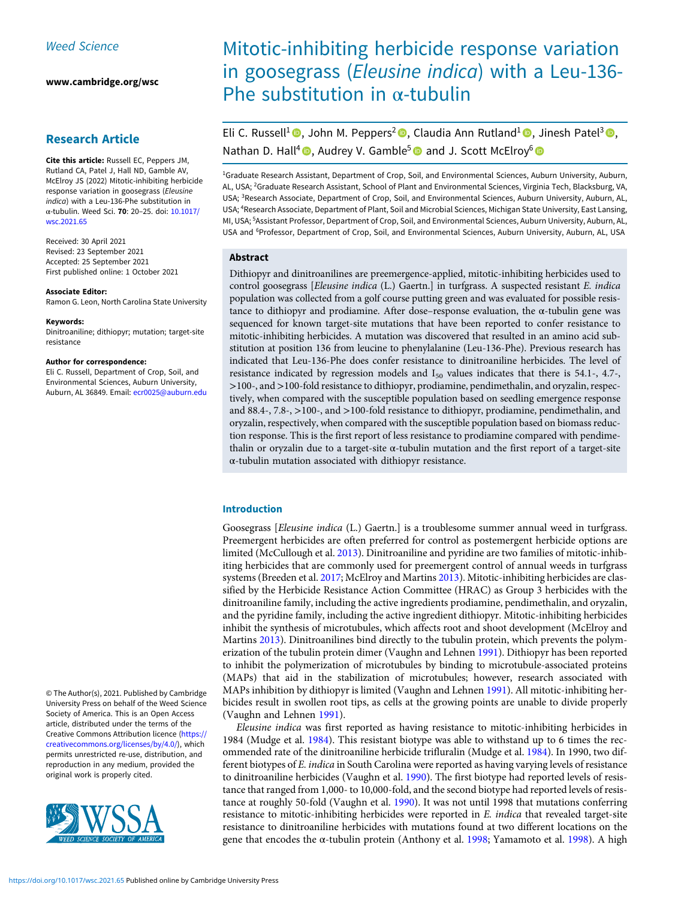Weed Science

www.cambridge.org/wsc

## Research Article

**Cite this article:** Russell EC, Peppers JM, Rutland CA, Patel J, Hall ND, Gamble AV, McElroy JS (2022) Mitotic-inhibiting herbicide response variation in goosegrass (*Eleusine indica*) with a Leu-136-Phe substitution in α-tubulin. Weed Sci. **70**: 20–25. doi: 10.1017/wsc.2021.65

Received: 30 April 2021
Revised: 23 September 2021
Accepted: 25 September 2021
First published online: 1 October 2021

**Associate Editor:**
Ramon G. Leon, North Carolina State University

**Keywords:**
Dinitroaniline; dithiopyr; mutation; target-site resistance

**Author for correspondence:**
Eli C. Russell, Department of Crop, Soil, and Environmental Sciences, Auburn University, Auburn, AL 36849. Email: ecr0025@auburn.edu

© The Author(s), 2021. Published by Cambridge University Press on behalf of the Weed Science Society of America. This is an Open Access article, distributed under the terms of the Creative Commons Attribution licence (https://creativecommons.org/licenses/by/4.0/), which permits unrestricted re-use, distribution, and reproduction in any medium, provided the original work is properly cited.

# Mitotic-inhibiting herbicide response variation in goosegrass (*Eleusine indica*) with a Leu-136-Phe substitution in α-tubulin

Eli C. Russell[1], John M. Peppers[2], Claudia Ann Rutland[1], Jinesh Patel[3], Nathan D. Hall[4], Audrey V. Gamble[5] and J. Scott McElroy[6]

[1]Graduate Research Assistant, Department of Crop, Soil, and Environmental Sciences, Auburn University, Auburn, AL, USA; [2]Graduate Research Assistant, School of Plant and Environmental Sciences, Virginia Tech, Blacksburg, VA, USA; [3]Research Associate, Department of Crop, Soil, and Environmental Sciences, Auburn University, Auburn, AL, USA; [4]Research Associate, Department of Plant, Soil and Microbial Sciences, Michigan State University, East Lansing, MI, USA; [5]Assistant Professor, Department of Crop, Soil, and Environmental Sciences, Auburn University, Auburn, AL, USA and [6]Professor, Department of Crop, Soil, and Environmental Sciences, Auburn University, Auburn, AL, USA

### Abstract

Dithiopyr and dinitroanilines are preemergence-applied, mitotic-inhibiting herbicides used to control goosegrass [*Eleusine indica* (L.) Gaertn.] in turfgrass. A suspected resistant *E. indica* population was collected from a golf course putting green and was evaluated for possible resistance to dithiopyr and prodiamine. After dose–response evaluation, the α-tubulin gene was sequenced for known target-site mutations that have been reported to confer resistance to mitotic-inhibiting herbicides. A mutation was discovered that resulted in an amino acid substitution at position 136 from leucine to phenylalanine (Leu-136-Phe). Previous research has indicated that Leu-136-Phe does confer resistance to dinitroaniline herbicides. The level of resistance indicated by regression models and $I_{50}$ values indicates that there is 54.1-, 4.7-, >100-, and >100-fold resistance to dithiopyr, prodiamine, pendimethalin, and oryzalin, respectively, when compared with the susceptible population based on seedling emergence response and 88.4-, 7.8-, >100-, and >100-fold resistance to dithiopyr, prodiamine, pendimethalin, and oryzalin, respectively, when compared with the susceptible population based on biomass reduction response. This is the first report of less resistance to prodiamine compared with pendimethalin or oryzalin due to a target-site α-tubulin mutation and the first report of a target-site α-tubulin mutation associated with dithiopyr resistance.

## Introduction

Goosegrass [*Eleusine indica* (L.) Gaertn.] is a troublesome summer annual weed in turfgrass. Preemergent herbicides are often preferred for control as postemergent herbicide options are limited (McCullough et al. 2013). Dinitroaniline and pyridine are two families of mitotic-inhibiting herbicides that are commonly used for preemergent control of annual weeds in turfgrass systems (Breeden et al. 2017; McElroy and Martins 2013). Mitotic-inhibiting herbicides are classified by the Herbicide Resistance Action Committee (HRAC) as Group 3 herbicides with the dinitroaniline family, including the active ingredients prodiamine, pendimethalin, and oryzalin, and the pyridine family, including the active ingredient dithiopyr. Mitotic-inhibiting herbicides inhibit the synthesis of microtubules, which affects root and shoot development (McElroy and Martins 2013). Dinitroanilines bind directly to the tubulin protein, which prevents the polymerization of the tubulin protein dimer (Vaughn and Lehnen 1991). Dithiopyr has been reported to inhibit the polymerization of microtubules by binding to microtubule-associated proteins (MAPs) that aid in the stabilization of microtubules; however, research associated with MAPs inhibition by dithiopyr is limited (Vaughn and Lehnen 1991). All mitotic-inhibiting herbicides result in swollen root tips, as cells at the growing points are unable to divide properly (Vaughn and Lehnen 1991).

*Eleusine indica* was first reported as having resistance to mitotic-inhibiting herbicides in 1984 (Mudge et al. 1984). This resistant biotype was able to withstand up to 6 times the recommended rate of the dinitroaniline herbicide trifluralin (Mudge et al. 1984). In 1990, two different biotypes of *E. indica* in South Carolina were reported as having varying levels of resistance to dinitroaniline herbicides (Vaughn et al. 1990). The first biotype had reported levels of resistance that ranged from 1,000- to 10,000-fold, and the second biotype had reported levels of resistance at roughly 50-fold (Vaughn et al. 1990). It was not until 1998 that mutations conferring resistance to mitotic-inhibiting herbicides were reported in *E. indica* that revealed target-site resistance to dinitroaniline herbicides with mutations found at two different locations on the gene that encodes the α-tubulin protein (Anthony et al. 1998; Yamamoto et al. 1998). A high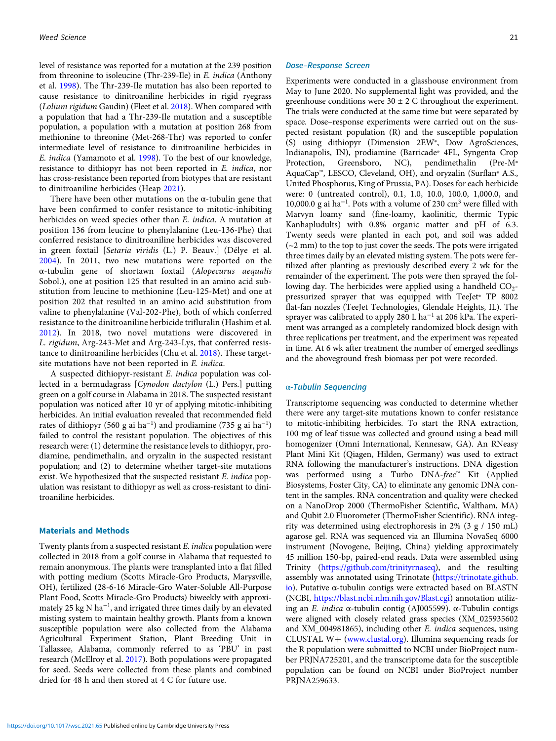level of resistance was reported for a mutation at the 239 position from threonine to isoleucine (Thr-239-Ile) in *E. indica* (Anthony et al. 1998). The Thr-239-Ile mutation has also been reported to cause resistance to dinitroaniline herbicides in rigid ryegrass (*Lolium rigidum* Gaudin) (Fleet et al. 2018). When compared with a population that had a Thr-239-Ile mutation and a susceptible population, a population with a mutation at position 268 from methionine to threonine (Met-268-Thr) was reported to confer intermediate level of resistance to dinitroaniline herbicides in *E. indica* (Yamamoto et al. 1998). To the best of our knowledge, resistance to dithiopyr has not been reported in *E. indica*, nor has cross-resistance been reported from biotypes that are resistant to dinitroaniline herbicides (Heap 2021).

There have been other mutations on the α-tubulin gene that have been confirmed to confer resistance to mitotic-inhibiting herbicides on weed species other than *E. indica*. A mutation at position 136 from leucine to phenylalanine (Leu-136-Phe) that conferred resistance to dinitroaniline herbicides was discovered in green foxtail [*Setaria viridis* (L.) P. Beauv.] (Délye et al. 2004). In 2011, two new mutations were reported on the α-tubulin gene of shortawn foxtail (*Alopecurus aequalis* Sobol.), one at position 125 that resulted in an amino acid substitution from leucine to methionine (Leu-125-Met) and one at position 202 that resulted in an amino acid substitution from valine to phenylalanine (Val-202-Phe), both of which conferred resistance to the dinitroaniline herbicide trifluralin (Hashim et al. 2012). In 2018, two novel mutations were discovered in *L. rigidum*, Arg-243-Met and Arg-243-Lys, that conferred resistance to dinitroaniline herbicides (Chu et al. 2018). These target-site mutations have not been reported in *E. indica*.

A suspected dithiopyr-resistant *E. indica* population was collected in a bermudagrass [*Cynodon dactylon* (L.) Pers.] putting green on a golf course in Alabama in 2018. The suspected resistant population was noticed after 10 yr of applying mitotic-inhibiting herbicides. An initial evaluation revealed that recommended field rates of dithiopyr (560 g ai ha$^{-1}$) and prodiamine (735 g ai ha$^{-1}$) failed to control the resistant population. The objectives of this research were: (1) determine the resistance levels to dithiopyr, prodiamine, pendimethalin, and oryzalin in the suspected resistant population; and (2) to determine whether target-site mutations exist. We hypothesized that the suspected resistant *E. indica* population was resistant to dithiopyr as well as cross-resistant to dinitroaniline herbicides.

## Materials and Methods

Twenty plants from a suspected resistant *E. indica* population were collected in 2018 from a golf course in Alabama that requested to remain anonymous. The plants were transplanted into a flat filled with potting medium (Scotts Miracle-Gro Products, Marysville, OH), fertilized (28-6-16 Miracle-Gro Water-Soluble All-Purpose Plant Food, Scotts Miracle-Gro Products) biweekly with approximately 25 kg N ha$^{-1}$, and irrigated three times daily by an elevated misting system to maintain healthy growth. Plants from a known susceptible population were also collected from the Alabama Agricultural Experiment Station, Plant Breeding Unit in Tallassee, Alabama, commonly referred to as 'PBU' in past research (McElroy et al. 2017). Both populations were propagated for seed. Seeds were collected from these plants and combined dried for 48 h and then stored at 4 C for future use.

### Dose–Response Screen

Experiments were conducted in a glasshouse environment from May to June 2020. No supplemental light was provided, and the greenhouse conditions were 30 ± 2 C throughout the experiment. The trials were conducted at the same time but were separated by space. Dose–response experiments were carried out on the suspected resistant population (R) and the susceptible population (S) using dithiopyr (Dimension 2EW®, Dow AgroSciences, Indianapolis, IN), prodiamine (Barricade® 4FL, Syngenta Crop Protection, Greensboro, NC), pendimethalin (Pre-M® AquaCap™, LESCO, Cleveland, OH), and oryzalin (Surflan® A.S., United Phosphorus, King of Prussia, PA). Doses for each herbicide were: 0 (untreated control), 0.1, 1.0, 10.0, 100.0, 1,000.0, and 10,000.0 g ai ha$^{-1}$. Pots with a volume of 230 cm$^3$ were filled with Marvyn loamy sand (fine-loamy, kaolinitic, thermic Typic Kanhapludults) with 0.8% organic matter and pH of 6.3. Twenty seeds were planted in each pot, and soil was added (~2 mm) to the top to just cover the seeds. The pots were irrigated three times daily by an elevated misting system. The pots were fertilized after planting as previously described every 2 wk for the remainder of the experiment. The pots were then sprayed the following day. The herbicides were applied using a handheld $CO_2$-pressurized sprayer that was equipped with TeeJet® TP 8002 flat-fan nozzles (TeeJet Technologies, Glendale Heights, IL). The sprayer was calibrated to apply 280 L ha$^{-1}$ at 206 kPa. The experiment was arranged as a completely randomized block design with three replications per treatment, and the experiment was repeated in time. At 6 wk after treatment the number of emerged seedlings and the aboveground fresh biomass per pot were recorded.

### α-Tubulin Sequencing

Transcriptome sequencing was conducted to determine whether there were any target-site mutations known to confer resistance to mitotic-inhibiting herbicides. To start the RNA extraction, 100 mg of leaf tissue was collected and ground using a bead mill homogenizer (Omni International, Kennesaw, GA). An RNeasy Plant Mini Kit (Qiagen, Hilden, Germany) was used to extract RNA following the manufacturer's instructions. DNA digestion was performed using a Turbo DNA-*free*™ Kit (Applied Biosystems, Foster City, CA) to eliminate any genomic DNA content in the samples. RNA concentration and quality were checked on a NanoDrop 2000 (ThermoFisher Scientific, Waltham, MA) and Qubit 2.0 Fluorometer (ThermoFisher Scientific). RNA integrity was determined using electrophoresis in 2% (3 g / 150 mL) agarose gel. RNA was sequenced via an Illumina NovaSeq 6000 instrument (Novogene, Beijing, China) yielding approximately 45 million 150-bp, paired-end reads. Data were assembled using Trinity (https://github.com/trinityrnaseq), and the resulting assembly was annotated using Trinotate (https://trinotate.github.io). Putative α-tubulin contigs were extracted based on BLASTN (NCBI, https://blast.ncbi.nlm.nih.gov/Blast.cgi) annotation utilizing an *E. indica* α-tubulin contig (AJ005599). α-Tubulin contigs were aligned with closely related grass species (XM_025935602 and XM_004981865), including other *E. indica* sequences, using CLUSTAL W+ (www.clustal.org). Illumina sequencing reads for the R population were submitted to NCBI under BioProject number PRJNA725201, and the transcriptome data for the susceptible population can be found on NCBI under BioProject number PRJNA259633.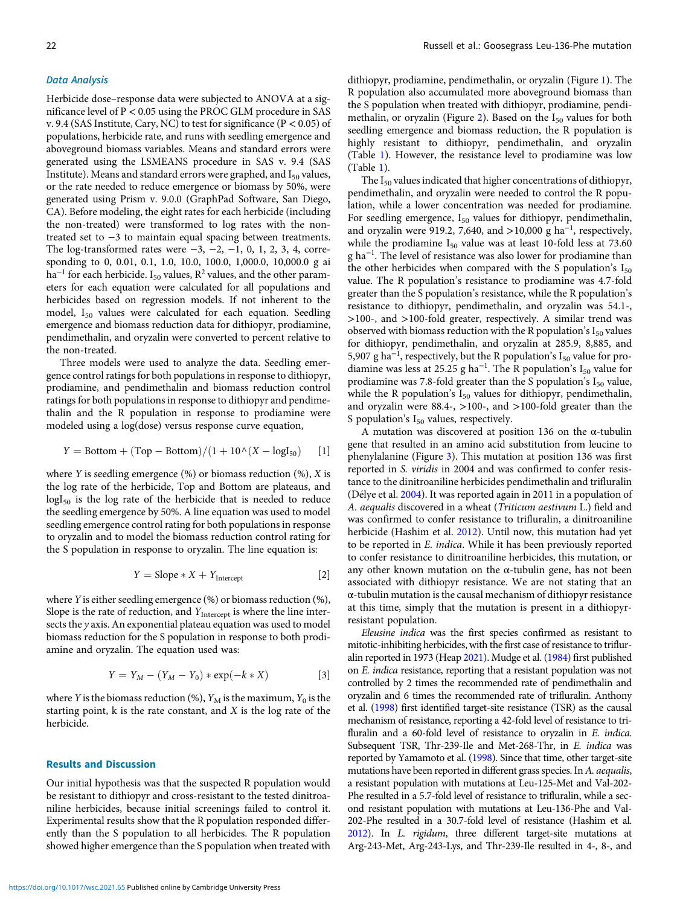### *Data Analysis*

Herbicide dose–response data were subjected to ANOVA at a significance level of $P < 0.05$ using the PROC GLM procedure in SAS v. 9.4 (SAS Institute, Cary, NC) to test for significance ($P < 0.05$) of populations, herbicide rate, and runs with seedling emergence and aboveground biomass variables. Means and standard errors were generated using the LSMEANS procedure in SAS v. 9.4 (SAS Institute). Means and standard errors were graphed, and $I_{50}$ values, or the rate needed to reduce emergence or biomass by 50%, were generated using Prism v. 9.0.0 (GraphPad Software, San Diego, CA). Before modeling, the eight rates for each herbicide (including the non-treated) were transformed to log rates with the non-treated set to −3 to maintain equal spacing between treatments. The log-transformed rates were −3, −2, −1, 0, 1, 2, 3, 4, corresponding to 0, 0.01, 0.1, 1.0, 10.0, 100.0, 1,000.0, 10,000.0 g ai $ha^{-1}$ for each herbicide. $I_{50}$ values, $R^2$ values, and the other parameters for each equation were calculated for all populations and herbicides based on regression models. If not inherent to the model, $I_{50}$ values were calculated for each equation. Seedling emergence and biomass reduction data for dithiopyr, prodiamine, pendimethalin, and oryzalin were converted to percent relative to the non-treated.

Three models were used to analyze the data. Seedling emergence control ratings for both populations in response to dithiopyr, prodiamine, and pendimethalin and biomass reduction control ratings for both populations in response to dithiopyr and pendimethalin and the R population in response to prodiamine were modeled using a log(dose) versus response curve equation,

$$Y = \text{Bottom} + (\text{Top} - \text{Bottom})/(1 + 10\hat{}(X - \log I_{50})) \quad [1]$$

where $Y$ is seedling emergence (%) or biomass reduction (%), $X$ is the log rate of the herbicide, Top and Bottom are plateaus, and $\log I_{50}$ is the log rate of the herbicide that is needed to reduce the seedling emergence by 50%. A line equation was used to model seedling emergence control rating for both populations in response to oryzalin and to model the biomass reduction control rating for the S population in response to oryzalin. The line equation is:

$$Y = \text{Slope} * X + Y_{\text{Intercept}} \quad [2]$$

where $Y$ is either seedling emergence (%) or biomass reduction (%), Slope is the rate of reduction, and $Y_{\text{Intercept}}$ is where the line intersects the $y$ axis. An exponential plateau equation was used to model biomass reduction for the S population in response to both prodiamine and oryzalin. The equation used was:

$$Y = Y_M - (Y_M - Y_0) * \exp(-k * X) \quad [3]$$

where $Y$ is the biomass reduction (%), $Y_M$ is the maximum, $Y_0$ is the starting point, k is the rate constant, and $X$ is the log rate of the herbicide.

## Results and Discussion

Our initial hypothesis was that the suspected R population would be resistant to dithiopyr and cross-resistant to the tested dinitroaniline herbicides, because initial screenings failed to control it. Experimental results show that the R population responded differently than the S population to all herbicides. The R population showed higher emergence than the S population when treated with dithiopyr, prodiamine, pendimethalin, or oryzalin (Figure 1). The R population also accumulated more aboveground biomass than the S population when treated with dithiopyr, prodiamine, pendimethalin, or oryzalin (Figure 2). Based on the $I_{50}$ values for both seedling emergence and biomass reduction, the R population is highly resistant to dithiopyr, pendimethalin, and oryzalin (Table 1). However, the resistance level to prodiamine was low (Table 1).

The $I_{50}$ values indicated that higher concentrations of dithiopyr, pendimethalin, and oryzalin were needed to control the R population, while a lower concentration was needed for prodiamine. For seedling emergence, $I_{50}$ values for dithiopyr, pendimethalin, and oryzalin were 919.2, 7,640, and >10,000 g $ha^{-1}$, respectively, while the prodiamine $I_{50}$ value was at least 10-fold less at 73.60 g $ha^{-1}$. The level of resistance was also lower for prodiamine than the other herbicides when compared with the S population's $I_{50}$ value. The R population's resistance to prodiamine was 4.7-fold greater than the S population's resistance, while the R population's resistance to dithiopyr, pendimethalin, and oryzalin was 54.1-, >100-, and >100-fold greater, respectively. A similar trend was observed with biomass reduction with the R population's $I_{50}$ values for dithiopyr, pendimethalin, and oryzalin at 285.9, 8,885, and 5,907 g $ha^{-1}$, respectively, but the R population's $I_{50}$ value for prodiamine was less at 25.25 g $ha^{-1}$. The R population's $I_{50}$ value for prodiamine was 7.8-fold greater than the S population's $I_{50}$ value, while the R population's $I_{50}$ values for dithiopyr, pendimethalin, and oryzalin were 88.4-, >100-, and >100-fold greater than the S population's $I_{50}$ values, respectively.

A mutation was discovered at position 136 on the α-tubulin gene that resulted in an amino acid substitution from leucine to phenylalanine (Figure 3). This mutation at position 136 was first reported in *S. viridis* in 2004 and was confirmed to confer resistance to the dinitroaniline herbicides pendimethalin and trifluralin (Délye et al. 2004). It was reported again in 2011 in a population of *A. aequalis* discovered in a wheat (*Triticum aestivum* L.) field and was confirmed to confer resistance to trifluralin, a dinitroaniline herbicide (Hashim et al. 2012). Until now, this mutation had yet to be reported in *E. indica*. While it has been previously reported to confer resistance to dinitroaniline herbicides, this mutation, or any other known mutation on the α-tubulin gene, has not been associated with dithiopyr resistance. We are not stating that an α-tubulin mutation is the causal mechanism of dithiopyr resistance at this time, simply that the mutation is present in a dithiopyr-resistant population.

*Eleusine indica* was the first species confirmed as resistant to mitotic-inhibiting herbicides, with the first case of resistance to trifluralin reported in 1973 (Heap 2021). Mudge et al. (1984) first published on *E. indica* resistance, reporting that a resistant population was not controlled by 2 times the recommended rate of pendimethalin and oryzalin and 6 times the recommended rate of trifluralin. Anthony et al. (1998) first identified target-site resistance (TSR) as the causal mechanism of resistance, reporting a 42-fold level of resistance to trifluralin and a 60-fold level of resistance to oryzalin in *E. indica*. Subsequent TSR, Thr-239-Ile and Met-268-Thr, in *E. indica* was reported by Yamamoto et al. (1998). Since that time, other target-site mutations have been reported in different grass species. In *A. aequalis*, a resistant population with mutations at Leu-125-Met and Val-202-Phe resulted in a 5.7-fold level of resistance to trifluralin, while a second resistant population with mutations at Leu-136-Phe and Val-202-Phe resulted in a 30.7-fold level of resistance (Hashim et al. 2012). In *L. rigidum*, three different target-site mutations at Arg-243-Met, Arg-243-Lys, and Thr-239-Ile resulted in 4-, 8-, and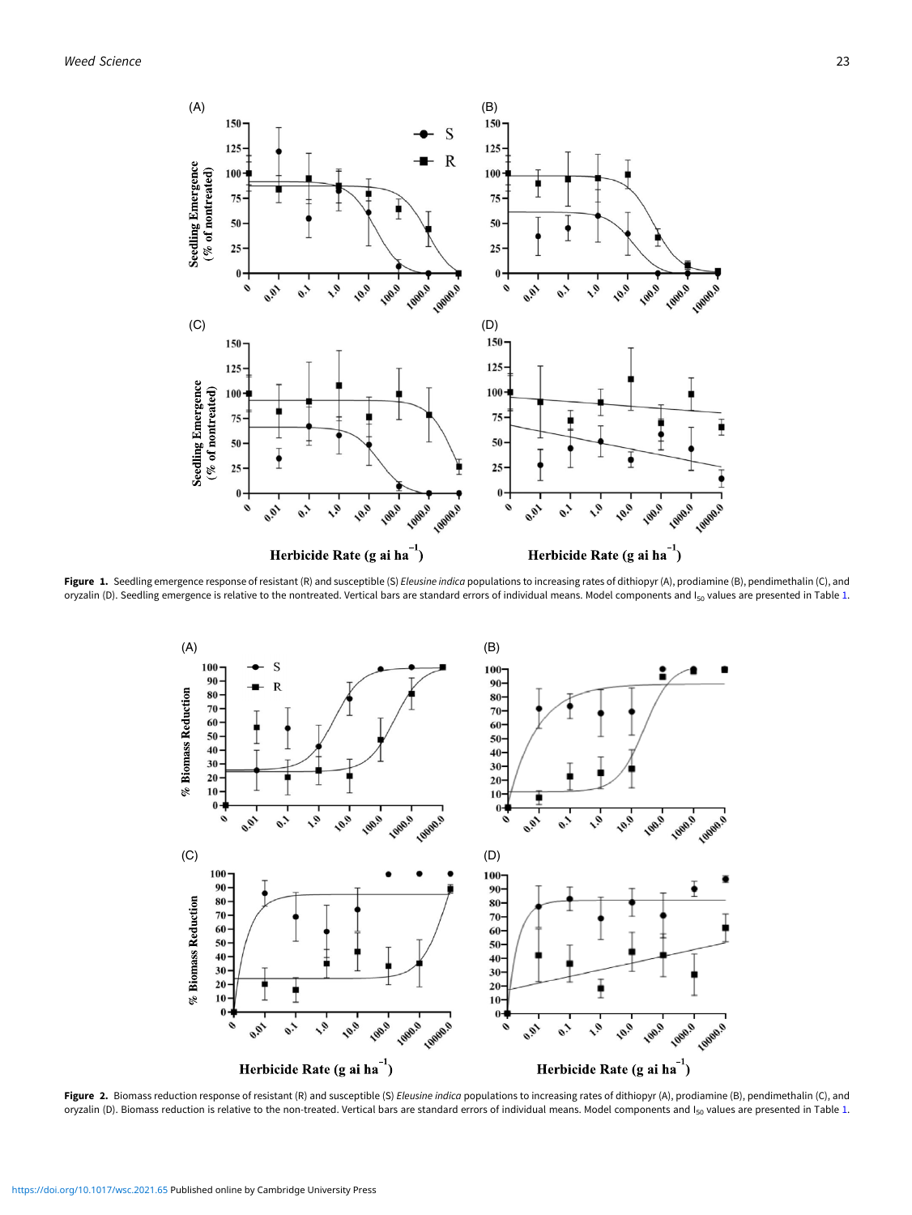**Figure 1.** Seedling emergence response of resistant (R) and susceptible (S) *Eleusine indica* populations to increasing rates of dithiopyr (A), prodiamine (B), pendimethalin (C), and oryzalin (D). Seedling emergence is relative to the nontreated. Vertical bars are standard errors of individual means. Model components and $I_{50}$ values are presented in Table 1.

**Figure 2.** Biomass reduction response of resistant (R) and susceptible (S) *Eleusine indica* populations to increasing rates of dithiopyr (A), prodiamine (B), pendimethalin (C), and oryzalin (D). Biomass reduction is relative to the non-treated. Vertical bars are standard errors of individual means. Model components and $I_{50}$ values are presented in Table 1.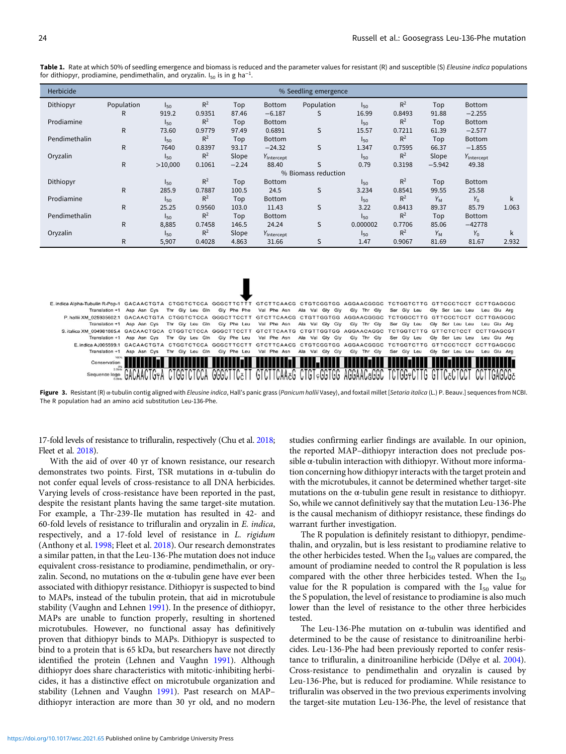**Table 1.** Rate at which 50% of seedling emergence and biomass is reduced and the parameter values for resistant (R) and susceptible (S) *Eleusine indica* populations for dithiopyr, prodiamine, pendimethalin, and oryzalin. $I_{50}$ is in g ha$^{-1}$.

| Herbicide | | | | | | % Seedling emergence | | | | | |
|---|---|---|---|---|---|---|---|---|---|---|---|
| Dithiopyr | Population | $I_{50}$ | $R^2$ | Top | Bottom | Population | $I_{50}$ | $R^2$ | Top | Bottom | |
| | R | 919.2 | 0.9351 | 87.46 | −6.187 | S | 16.99 | 0.8493 | 91.88 | −2.255 | |
| Prodiamine | | $I_{50}$ | $R^2$ | Top | Bottom | | $I_{50}$ | $R^2$ | Top | Bottom | |
| | R | 73.60 | 0.9779 | 97.49 | 0.6891 | S | 15.57 | 0.7211 | 61.39 | −2.577 | |
| Pendimethalin | | $I_{50}$ | $R^2$ | Top | Bottom | | $I_{50}$ | $R^2$ | Top | Bottom | |
| | R | 7640 | 0.8397 | 93.17 | −24.32 | S | 1.347 | 0.7595 | 66.37 | −1.855 | |
| Oryzalin | | $I_{50}$ | $R^2$ | Slope | $Y_{Intercept}$ | | $I_{50}$ | $R^2$ | Slope | $Y_{Intercept}$ | |
| | R | >10,000 | 0.1061 | −2.24 | 88.40 | S | 0.79 | 0.3198 | −5.942 | 49.38 | |
| | | | | | % Biomass reduction | | | | | | |
| Dithiopyr | | $I_{50}$ | $R^2$ | Top | Bottom | | $I_{50}$ | $R^2$ | Top | Bottom | |
| | R | 285.9 | 0.7887 | 100.5 | 24.5 | S | 3.234 | 0.8541 | 99.55 | 25.58 | |
| Prodiamine | | $I_{50}$ | $R^2$ | Top | Bottom | | $I_{50}$ | $R^2$ | $Y_M$ | $Y_0$ | k |
| | R | 25.25 | 0.9560 | 103.0 | 11.43 | S | 3.22 | 0.8413 | 89.37 | 85.79 | 1.063 |
| Pendimethalin | | $I_{50}$ | $R^2$ | Top | Bottom | | $I_{50}$ | $R^2$ | Top | Bottom | |
| | R | 8,885 | 0.7458 | 146.5 | 24.24 | S | 0.000002 | 0.7706 | 85.06 | −42778 | |
| Oryzalin | | $I_{50}$ | $R^2$ | Slope | $Y_{Intercept}$ | | $I_{50}$ | $R^2$ | $Y_M$ | $Y_0$ | k |
| | R | 5,907 | 0.4028 | 4.863 | 31.66 | S | 1.47 | 0.9067 | 81.69 | 81.67 | 2.932 |

**Figure 3.** Resistant (R) α-tubulin contig aligned with *Eleusine indica*, Hall's panic grass (*Panicum hallii* Vasey), and foxtail millet [*Setaria italica* (L.) P. Beauv.] sequences from NCBI. The R population had an amino acid substitution Leu-136-Phe.

17-fold levels of resistance to trifluralin, respectively (Chu et al. 2018; Fleet et al. 2018).

With the aid of over 40 yr of known resistance, our research demonstrates two points. First, TSR mutations in α-tubulin do not confer equal levels of cross-resistance to all DNA herbicides. Varying levels of cross-resistance have been reported in the past, despite the resistant plants having the same target-site mutation. For example, a Thr-239-Ile mutation has resulted in 42- and 60-fold levels of resistance to trifluralin and oryzalin in *E. indica*, respectively, and a 17-fold level of resistance in *L. rigidum* (Anthony et al. 1998; Fleet et al. 2018). Our research demonstrates a similar patten, in that the Leu-136-Phe mutation does not induce equivalent cross-resistance to prodiamine, pendimethalin, or oryzalin. Second, no mutations on the α-tubulin gene have ever been associated with dithiopyr resistance. Dithiopyr is suspected to bind to MAPs, instead of the tubulin protein, that aid in microtubule stability (Vaughn and Lehnen 1991). In the presence of dithiopyr, MAPs are unable to function properly, resulting in shortened microtubules. However, no functional assay has definitively proven that dithiopyr binds to MAPs. Dithiopyr is suspected to bind to a protein that is 65 kDa, but researchers have not directly identified the protein (Lehnen and Vaughn 1991). Although dithiopyr does share characteristics with mitotic-inhibiting herbicides, it has a distinctive effect on microtubule organization and stability (Lehnen and Vaughn 1991). Past research on MAP–dithiopyr interaction are more than 30 yr old, and no modern studies confirming earlier findings are available. In our opinion, the reported MAP–dithiopyr interaction does not preclude possible α-tubulin interaction with dithiopyr. Without more information concerning how dithiopyr interacts with the target protein and with the microtubules, it cannot be determined whether target-site mutations on the α-tubulin gene result in resistance to dithiopyr. So, while we cannot definitively say that the mutation Leu-136-Phe is the causal mechanism of dithiopyr resistance, these findings do warrant further investigation.

The R population is definitely resistant to dithiopyr, pendimethalin, and oryzalin, but is less resistant to prodiamine relative to the other herbicides tested. When the $I_{50}$ values are compared, the amount of prodiamine needed to control the R population is less compared with the other three herbicides tested. When the $I_{50}$ value for the R population is compared with the $I_{50}$ value for the S population, the level of resistance to prodiamine is also much lower than the level of resistance to the other three herbicides tested.

The Leu-136-Phe mutation on α-tubulin was identified and determined to be the cause of resistance to dinitroaniline herbicides. Leu-136-Phe had been previously reported to confer resistance to trifluralin, a dinitroaniline herbicide (Délye et al. 2004). Cross-resistance to pendimethalin and oryzalin is caused by Leu-136-Phe, but is reduced for prodiamine. While resistance to trifluralin was observed in the two previous experiments involving the target-site mutation Leu-136-Phe, the level of resistance that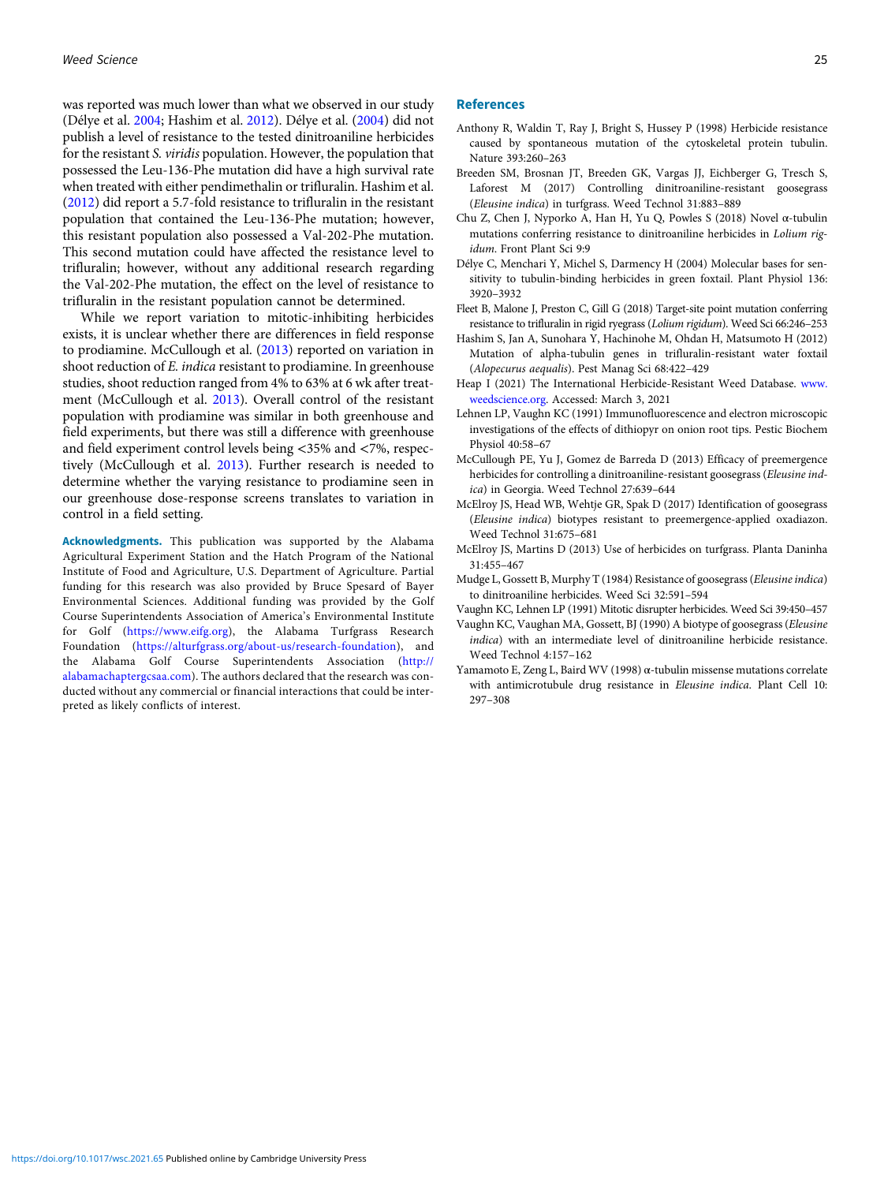was reported was much lower than what we observed in our study (Délye et al. 2004; Hashim et al. 2012). Délye et al. (2004) did not publish a level of resistance to the tested dinitroaniline herbicides for the resistant *S. viridis* population. However, the population that possessed the Leu-136-Phe mutation did have a high survival rate when treated with either pendimethalin or trifluralin. Hashim et al. (2012) did report a 5.7-fold resistance to trifluralin in the resistant population that contained the Leu-136-Phe mutation; however, this resistant population also possessed a Val-202-Phe mutation. This second mutation could have affected the resistance level to trifluralin; however, without any additional research regarding the Val-202-Phe mutation, the effect on the level of resistance to trifluralin in the resistant population cannot be determined.

While we report variation to mitotic-inhibiting herbicides exists, it is unclear whether there are differences in field response to prodiamine. McCullough et al. (2013) reported on variation in shoot reduction of *E. indica* resistant to prodiamine. In greenhouse studies, shoot reduction ranged from 4% to 63% at 6 wk after treatment (McCullough et al. 2013). Overall control of the resistant population with prodiamine was similar in both greenhouse and field experiments, but there was still a difference with greenhouse and field experiment control levels being <35% and <7%, respectively (McCullough et al. 2013). Further research is needed to determine whether the varying resistance to prodiamine seen in our greenhouse dose-response screens translates to variation in control in a field setting.

**Acknowledgments.** This publication was supported by the Alabama Agricultural Experiment Station and the Hatch Program of the National Institute of Food and Agriculture, U.S. Department of Agriculture. Partial funding for this research was also provided by Bruce Spesard of Bayer Environmental Sciences. Additional funding was provided by the Golf Course Superintendents Association of America's Environmental Institute for Golf (https://www.eifg.org), the Alabama Turfgrass Research Foundation (https://alturfgrass.org/about-us/research-foundation), and the Alabama Golf Course Superintendents Association (http://alabamachaptergcsaa.com). The authors declared that the research was conducted without any commercial or financial interactions that could be interpreted as likely conflicts of interest.

## References

Anthony R, Waldin T, Ray J, Bright S, Hussey P (1998) Herbicide resistance caused by spontaneous mutation of the cytoskeletal protein tubulin. Nature 393:260–263

Breeden SM, Brosnan JT, Breeden GK, Vargas JJ, Eichberger G, Tresch S, Laforest M (2017) Controlling dinitroaniline-resistant goosegrass (*Eleusine indica*) in turfgrass. Weed Technol 31:883–889

Chu Z, Chen J, Nyporko A, Han H, Yu Q, Powles S (2018) Novel α-tubulin mutations conferring resistance to dinitroaniline herbicides in *Lolium rigidum*. Front Plant Sci 9:9

Délye C, Menchari Y, Michel S, Darmency H (2004) Molecular bases for sensitivity to tubulin-binding herbicides in green foxtail. Plant Physiol 136: 3920–3932

Fleet B, Malone J, Preston C, Gill G (2018) Target-site point mutation conferring resistance to trifluralin in rigid ryegrass (*Lolium rigidum*). Weed Sci 66:246–253

Hashim S, Jan A, Sunohara Y, Hachinohe M, Ohdan H, Matsumoto H (2012) Mutation of alpha-tubulin genes in trifluralin-resistant water foxtail (*Alopecurus aequalis*). Pest Manag Sci 68:422–429

Heap I (2021) The International Herbicide-Resistant Weed Database. www.weedscience.org. Accessed: March 3, 2021

Lehnen LP, Vaughn KC (1991) Immunofluorescence and electron microscopic investigations of the effects of dithiopyr on onion root tips. Pestic Biochem Physiol 40:58–67

McCullough PE, Yu J, Gomez de Barreda D (2013) Efficacy of preemergence herbicides for controlling a dinitroaniline-resistant goosegrass (*Eleusine indica*) in Georgia. Weed Technol 27:639–644

McElroy JS, Head WB, Wehtje GR, Spak D (2017) Identification of goosegrass (*Eleusine indica*) biotypes resistant to preemergence-applied oxadiazon. Weed Technol 31:675–681

McElroy JS, Martins D (2013) Use of herbicides on turfgrass. Planta Daninha 31:455–467

Mudge L, Gossett B, Murphy T (1984) Resistance of goosegrass (*Eleusine indica*) to dinitroaniline herbicides. Weed Sci 32:591–594

Vaughn KC, Lehnen LP (1991) Mitotic disrupter herbicides. Weed Sci 39:450–457

Vaughn KC, Vaughan MA, Gossett, BJ (1990) A biotype of goosegrass (*Eleusine indica*) with an intermediate level of dinitroaniline herbicide resistance. Weed Technol 4:157–162

Yamamoto E, Zeng L, Baird WV (1998) α-tubulin missense mutations correlate with antimicrotubule drug resistance in *Eleusine indica*. Plant Cell 10: 297–308